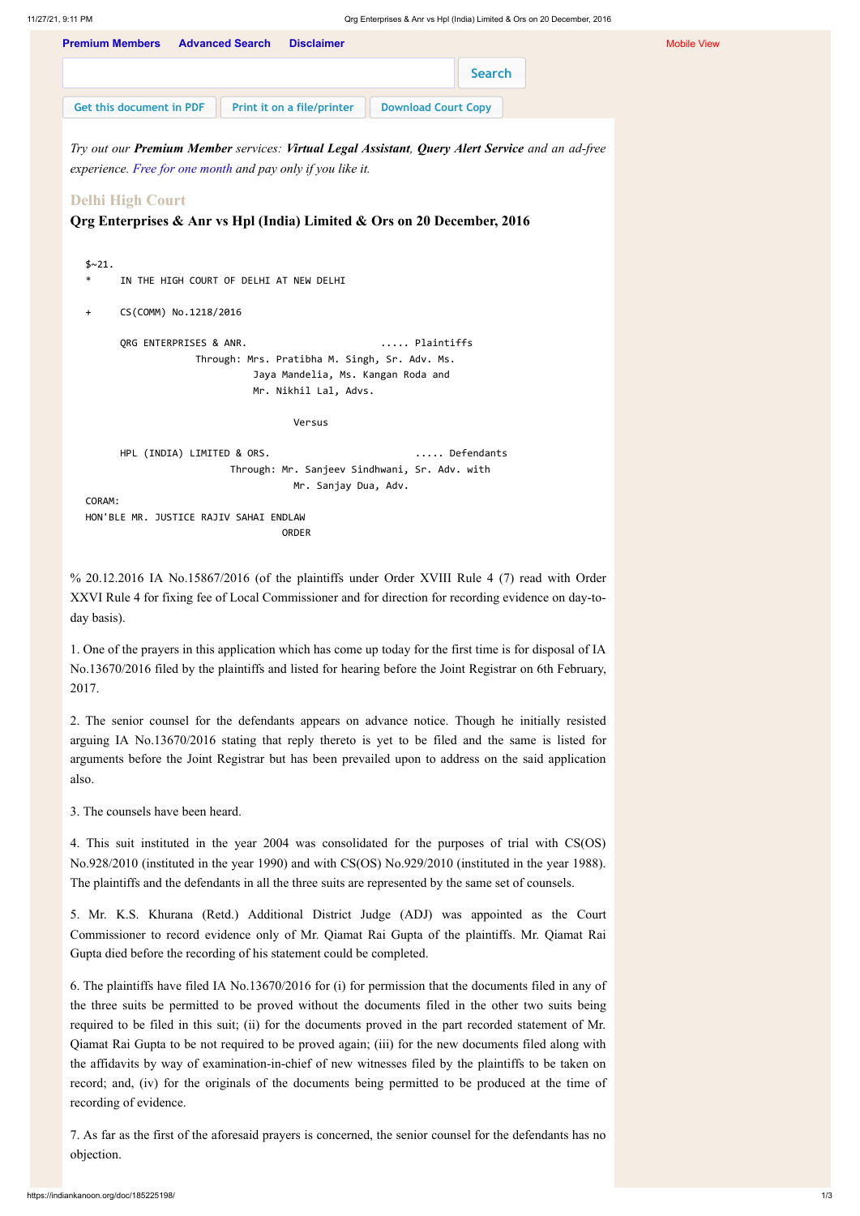Delhi High Court

**Qrg Enterprises & Anr vs Hpl (India) Limited & Ors on 20 December, 2016**

```
$~21.
*     IN THE HIGH COURT OF DELHI AT NEW DELHI

+     CS(COMM) No.1218/2016

      QRG ENTERPRISES & ANR.                      ..... Plaintiffs
                 Through: Mrs. Pratibha M. Singh, Sr. Adv. Ms.
                          Jaya Mandelia, Ms. Kangan Roda and
                          Mr. Nikhil Lal, Advs.

                                 Versus

      HPL (INDIA) LIMITED & ORS.                      ..... Defendants
                       Through: Mr. Sanjeev Sindhwani, Sr. Adv. with
                                Mr. Sanjay Dua, Adv.
CORAM:
HON'BLE MR. JUSTICE RAJIV SAHAI ENDLAW
                               ORDER
```

% 20.12.2016 IA No.15867/2016 (of the plaintiffs under Order XVIII Rule 4 (7) read with Order XXVI Rule 4 for fixing fee of Local Commissioner and for direction for recording evidence on day-to-day basis).

1. One of the prayers in this application which has come up today for the first time is for disposal of IA No.13670/2016 filed by the plaintiffs and listed for hearing before the Joint Registrar on 6th February, 2017.

2. The senior counsel for the defendants appears on advance notice. Though he initially resisted arguing IA No.13670/2016 stating that reply thereto is yet to be filed and the same is listed for arguments before the Joint Registrar but has been prevailed upon to address on the said application also.

3. The counsels have been heard.

4. This suit instituted in the year 2004 was consolidated for the purposes of trial with CS(OS) No.928/2010 (instituted in the year 1990) and with CS(OS) No.929/2010 (instituted in the year 1988). The plaintiffs and the defendants in all the three suits are represented by the same set of counsels.

5. Mr. K.S. Khurana (Retd.) Additional District Judge (ADJ) was appointed as the Court Commissioner to record evidence only of Mr. Qiamat Rai Gupta of the plaintiffs. Mr. Qiamat Rai Gupta died before the recording of his statement could be completed.

6. The plaintiffs have filed IA No.13670/2016 for (i) for permission that the documents filed in any of the three suits be permitted to be proved without the documents filed in the other two suits being required to be filed in this suit; (ii) for the documents proved in the part recorded statement of Mr. Qiamat Rai Gupta to be not required to be proved again; (iii) for the new documents filed along with the affidavits by way of examination-in-chief of new witnesses filed by the plaintiffs to be taken on record; and, (iv) for the originals of the documents being permitted to be produced at the time of recording of evidence.

7. As far as the first of the aforesaid prayers is concerned, the senior counsel for the defendants has no objection.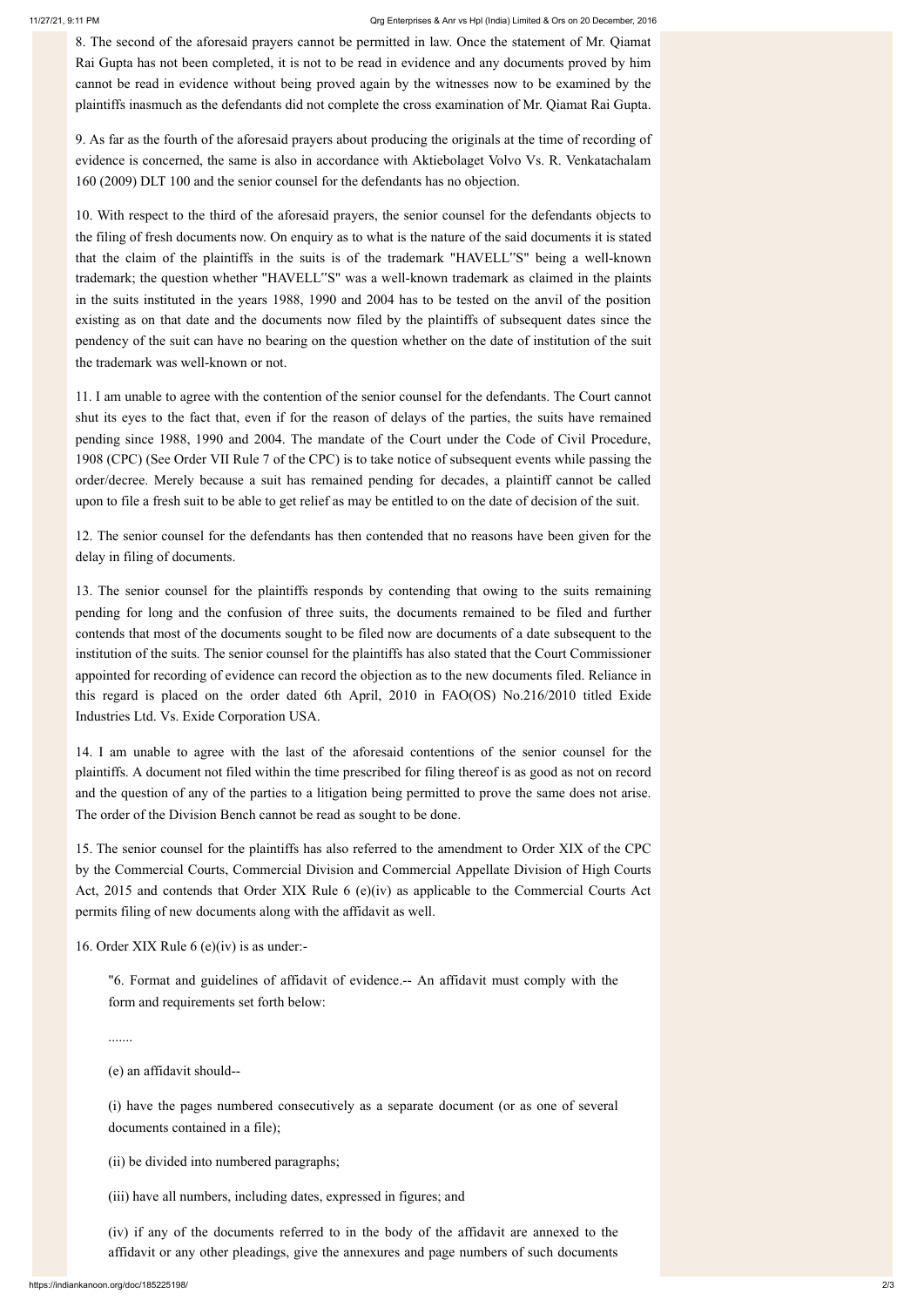8. The second of the aforesaid prayers cannot be permitted in law. Once the statement of Mr. Qiamat Rai Gupta has not been completed, it is not to be read in evidence and any documents proved by him cannot be read in evidence without being proved again by the witnesses now to be examined by the plaintiffs inasmuch as the defendants did not complete the cross examination of Mr. Qiamat Rai Gupta.

9. As far as the fourth of the aforesaid prayers about producing the originals at the time of recording of evidence is concerned, the same is also in accordance with Aktiebolaget Volvo Vs. R. Venkatachalam 160 (2009) DLT 100 and the senior counsel for the defendants has no objection.

10. With respect to the third of the aforesaid prayers, the senior counsel for the defendants objects to the filing of fresh documents now. On enquiry as to what is the nature of the said documents it is stated that the claim of the plaintiffs in the suits is of the trademark "HAVELL"S" being a well-known trademark; the question whether "HAVELL"S" was a well-known trademark as claimed in the plaints in the suits instituted in the years 1988, 1990 and 2004 has to be tested on the anvil of the position existing as on that date and the documents now filed by the plaintiffs of subsequent dates since the pendency of the suit can have no bearing on the question whether on the date of institution of the suit the trademark was well-known or not.

11. I am unable to agree with the contention of the senior counsel for the defendants. The Court cannot shut its eyes to the fact that, even if for the reason of delays of the parties, the suits have remained pending since 1988, 1990 and 2004. The mandate of the Court under the Code of Civil Procedure, 1908 (CPC) (See Order VII Rule 7 of the CPC) is to take notice of subsequent events while passing the order/decree. Merely because a suit has remained pending for decades, a plaintiff cannot be called upon to file a fresh suit to be able to get relief as may be entitled to on the date of decision of the suit.

12. The senior counsel for the defendants has then contended that no reasons have been given for the delay in filing of documents.

13. The senior counsel for the plaintiffs responds by contending that owing to the suits remaining pending for long and the confusion of three suits, the documents remained to be filed and further contends that most of the documents sought to be filed now are documents of a date subsequent to the institution of the suits. The senior counsel for the plaintiffs has also stated that the Court Commissioner appointed for recording of evidence can record the objection as to the new documents filed. Reliance in this regard is placed on the order dated 6th April, 2010 in FAO(OS) No.216/2010 titled Exide Industries Ltd. Vs. Exide Corporation USA.

14. I am unable to agree with the last of the aforesaid contentions of the senior counsel for the plaintiffs. A document not filed within the time prescribed for filing thereof is as good as not on record and the question of any of the parties to a litigation being permitted to prove the same does not arise. The order of the Division Bench cannot be read as sought to be done.

15. The senior counsel for the plaintiffs has also referred to the amendment to Order XIX of the CPC by the Commercial Courts, Commercial Division and Commercial Appellate Division of High Courts Act, 2015 and contends that Order XIX Rule 6 (e)(iv) as applicable to the Commercial Courts Act permits filing of new documents along with the affidavit as well.

16. Order XIX Rule 6 (e)(iv) is as under:-

> "6. Format and guidelines of affidavit of evidence.-- An affidavit must comply with the form and requirements set forth below:
>
> .......
>
> (e) an affidavit should--
>
> (i) have the pages numbered consecutively as a separate document (or as one of several documents contained in a file);
>
> (ii) be divided into numbered paragraphs;
>
> (iii) have all numbers, including dates, expressed in figures; and
>
> (iv) if any of the documents referred to in the body of the affidavit are annexed to the affidavit or any other pleadings, give the annexures and page numbers of such documents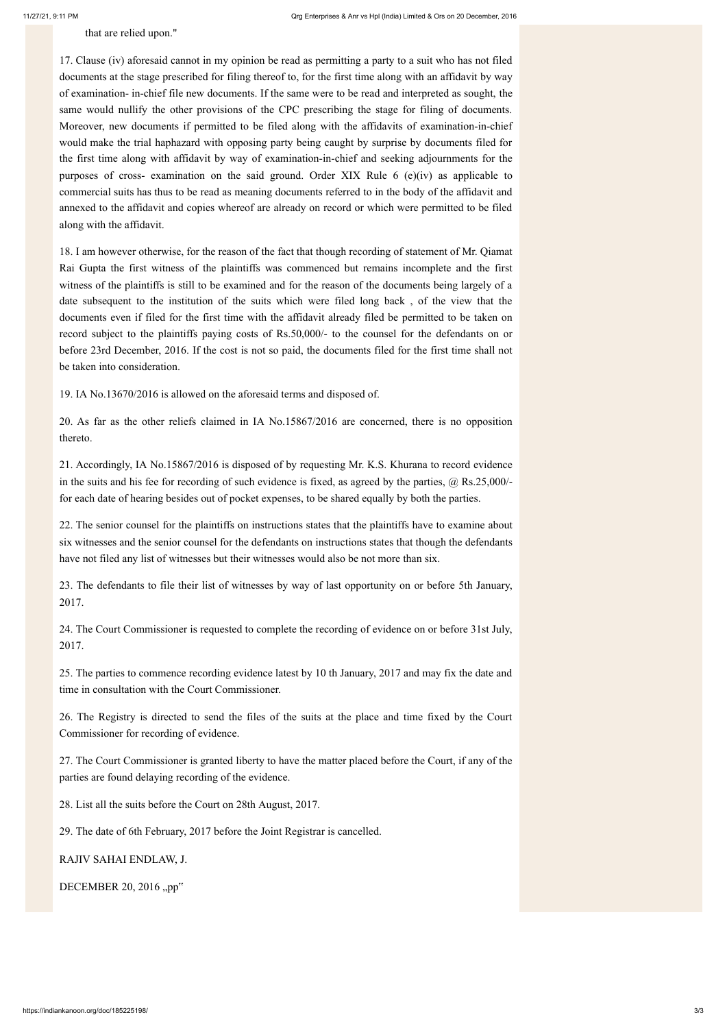that are relied upon."

17. Clause (iv) aforesaid cannot in my opinion be read as permitting a party to a suit who has not filed documents at the stage prescribed for filing thereof to, for the first time along with an affidavit by way of examination- in-chief file new documents. If the same were to be read and interpreted as sought, the same would nullify the other provisions of the CPC prescribing the stage for filing of documents. Moreover, new documents if permitted to be filed along with the affidavits of examination-in-chief would make the trial haphazard with opposing party being caught by surprise by documents filed for the first time along with affidavit by way of examination-in-chief and seeking adjournments for the purposes of cross- examination on the said ground. Order XIX Rule 6 (e)(iv) as applicable to commercial suits has thus to be read as meaning documents referred to in the body of the affidavit and annexed to the affidavit and copies whereof are already on record or which were permitted to be filed along with the affidavit.

18. I am however otherwise, for the reason of the fact that though recording of statement of Mr. Qiamat Rai Gupta the first witness of the plaintiffs was commenced but remains incomplete and the first witness of the plaintiffs is still to be examined and for the reason of the documents being largely of a date subsequent to the institution of the suits which were filed long back , of the view that the documents even if filed for the first time with the affidavit already filed be permitted to be taken on record subject to the plaintiffs paying costs of Rs.50,000/- to the counsel for the defendants on or before 23rd December, 2016. If the cost is not so paid, the documents filed for the first time shall not be taken into consideration.

19. IA No.13670/2016 is allowed on the aforesaid terms and disposed of.

20. As far as the other reliefs claimed in IA No.15867/2016 are concerned, there is no opposition thereto.

21. Accordingly, IA No.15867/2016 is disposed of by requesting Mr. K.S. Khurana to record evidence in the suits and his fee for recording of such evidence is fixed, as agreed by the parties, @ Rs.25,000/- for each date of hearing besides out of pocket expenses, to be shared equally by both the parties.

22. The senior counsel for the plaintiffs on instructions states that the plaintiffs have to examine about six witnesses and the senior counsel for the defendants on instructions states that though the defendants have not filed any list of witnesses but their witnesses would also be not more than six.

23. The defendants to file their list of witnesses by way of last opportunity on or before 5th January, 2017.

24. The Court Commissioner is requested to complete the recording of evidence on or before 31st July, 2017.

25. The parties to commence recording evidence latest by 10 th January, 2017 and may fix the date and time in consultation with the Court Commissioner.

26. The Registry is directed to send the files of the suits at the place and time fixed by the Court Commissioner for recording of evidence.

27. The Court Commissioner is granted liberty to have the matter placed before the Court, if any of the parties are found delaying recording of the evidence.

28. List all the suits before the Court on 28th August, 2017.

29. The date of 6th February, 2017 before the Joint Registrar is cancelled.

RAJIV SAHAI ENDLAW, J.

DECEMBER 20, 2016 „pp"